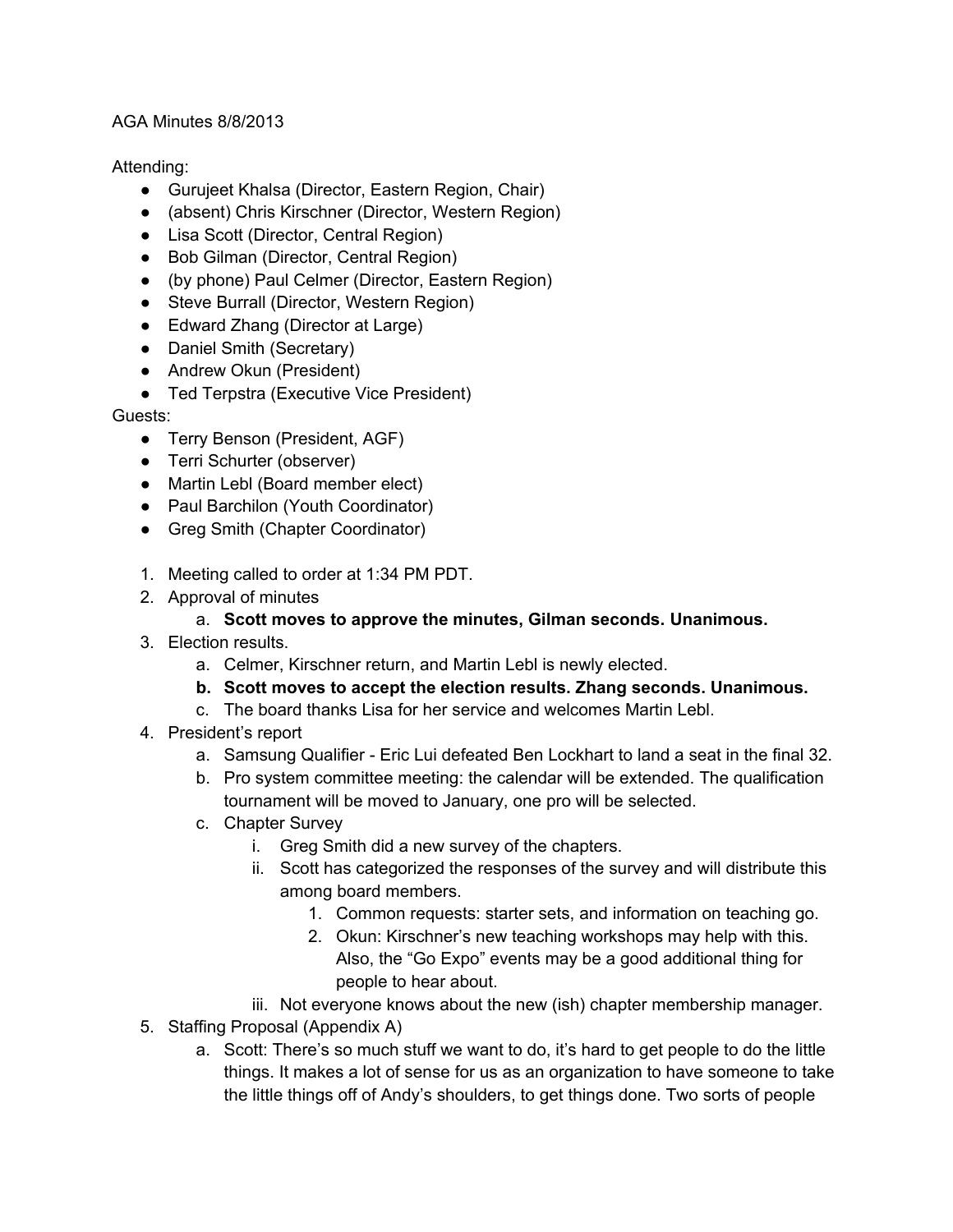AGA Minutes 8/8/2013

Attending:

- Gurujeet Khalsa (Director, Eastern Region, Chair)
- (absent) Chris Kirschner (Director, Western Region)
- Lisa Scott (Director, Central Region)
- Bob Gilman (Director, Central Region)
- (by phone) Paul Celmer (Director, Eastern Region)
- Steve Burrall (Director, Western Region)
- Edward Zhang (Director at Large)
- Daniel Smith (Secretary)
- Andrew Okun (President)
- Ted Terpstra (Executive Vice President)

Guests:

- Terry Benson (President, AGF)
- Terri Schurter (observer)
- Martin Lebl (Board member elect)
- Paul Barchilon (Youth Coordinator)
- Greg Smith (Chapter Coordinator)

1. Meeting called to order at 1:34 PM PDT.
2. Approval of minutes
    a. **Scott moves to approve the minutes, Gilman seconds. Unanimous.**
3. Election results.
    a. Celmer, Kirschner return, and Martin Lebl is newly elected.
    b. **Scott moves to accept the election results. Zhang seconds. Unanimous.**
    c. The board thanks Lisa for her service and welcomes Martin Lebl.
4. President's report
    a. Samsung Qualifier - Eric Lui defeated Ben Lockhart to land a seat in the final 32.
    b. Pro system committee meeting: the calendar will be extended. The qualification tournament will be moved to January, one pro will be selected.
    c. Chapter Survey
        i. Greg Smith did a new survey of the chapters.
        ii. Scott has categorized the responses of the survey and will distribute this among board members.
            1. Common requests: starter sets, and information on teaching go.
            2. Okun: Kirschner's new teaching workshops may help with this. Also, the "Go Expo" events may be a good additional thing for people to hear about.
        iii. Not everyone knows about the new (ish) chapter membership manager.
5. Staffing Proposal (Appendix A)
    a. Scott: There's so much stuff we want to do, it's hard to get people to do the little things. It makes a lot of sense for us as an organization to have someone to take the little things off of Andy's shoulders, to get things done. Two sorts of people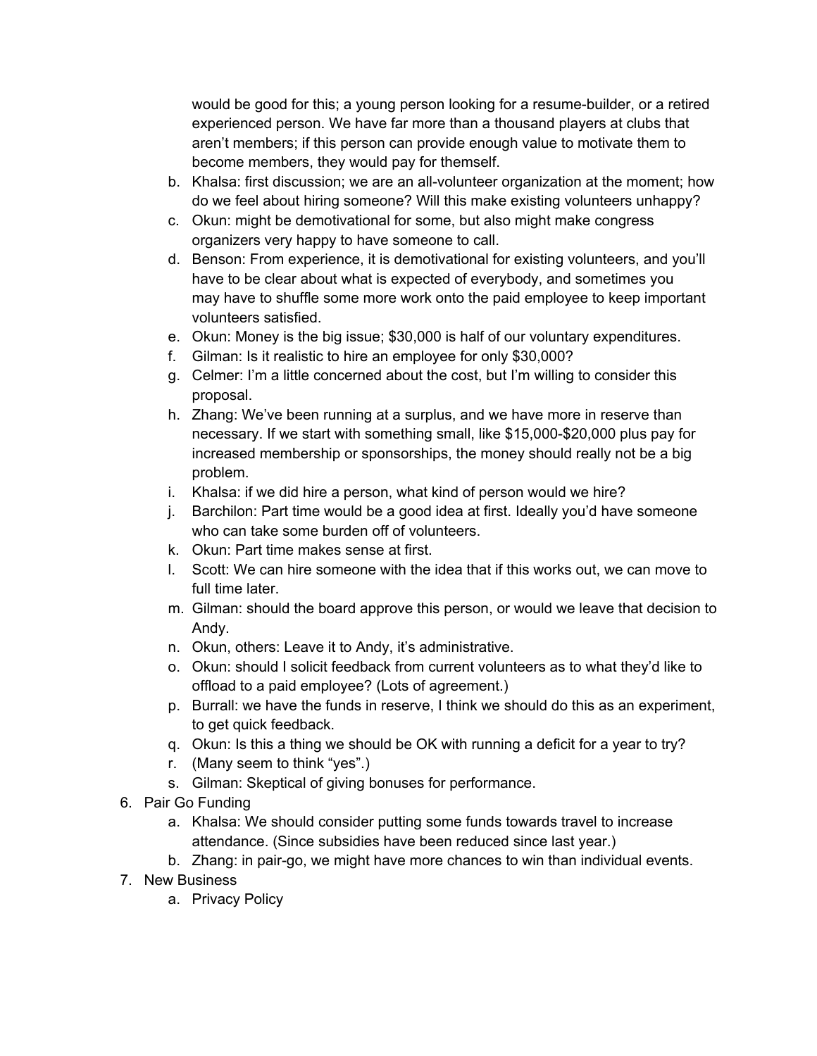would be good for this; a young person looking for a resume-builder, or a retired experienced person. We have far more than a thousand players at clubs that aren't members; if this person can provide enough value to motivate them to become members, they would pay for themself.

   b. Khalsa: first discussion; we are an all-volunteer organization at the moment; how do we feel about hiring someone? Will this make existing volunteers unhappy?
   c. Okun: might be demotivational for some, but also might make congress organizers very happy to have someone to call.
   d. Benson: From experience, it is demotivational for existing volunteers, and you'll have to be clear about what is expected of everybody, and sometimes you may have to shuffle some more work onto the paid employee to keep important volunteers satisfied.
   e. Okun: Money is the big issue; $30,000 is half of our voluntary expenditures.
   f. Gilman: Is it realistic to hire an employee for only $30,000?
   g. Celmer: I'm a little concerned about the cost, but I'm willing to consider this proposal.
   h. Zhang: We've been running at a surplus, and we have more in reserve than necessary. If we start with something small, like $15,000-$20,000 plus pay for increased membership or sponsorships, the money should really not be a big problem.
   i. Khalsa: if we did hire a person, what kind of person would we hire?
   j. Barchilon: Part time would be a good idea at first. Ideally you'd have someone who can take some burden off of volunteers.
   k. Okun: Part time makes sense at first.
   l. Scott: We can hire someone with the idea that if this works out, we can move to full time later.
   m. Gilman: should the board approve this person, or would we leave that decision to Andy.
   n. Okun, others: Leave it to Andy, it's administrative.
   o. Okun: should I solicit feedback from current volunteers as to what they'd like to offload to a paid employee? (Lots of agreement.)
   p. Burrall: we have the funds in reserve, I think we should do this as an experiment, to get quick feedback.
   q. Okun: Is this a thing we should be OK with running a deficit for a year to try?
   r. (Many seem to think "yes".)
   s. Gilman: Skeptical of giving bonuses for performance.

6. Pair Go Funding
   a. Khalsa: We should consider putting some funds towards travel to increase attendance. (Since subsidies have been reduced since last year.)
   b. Zhang: in pair-go, we might have more chances to win than individual events.
7. New Business
   a. Privacy Policy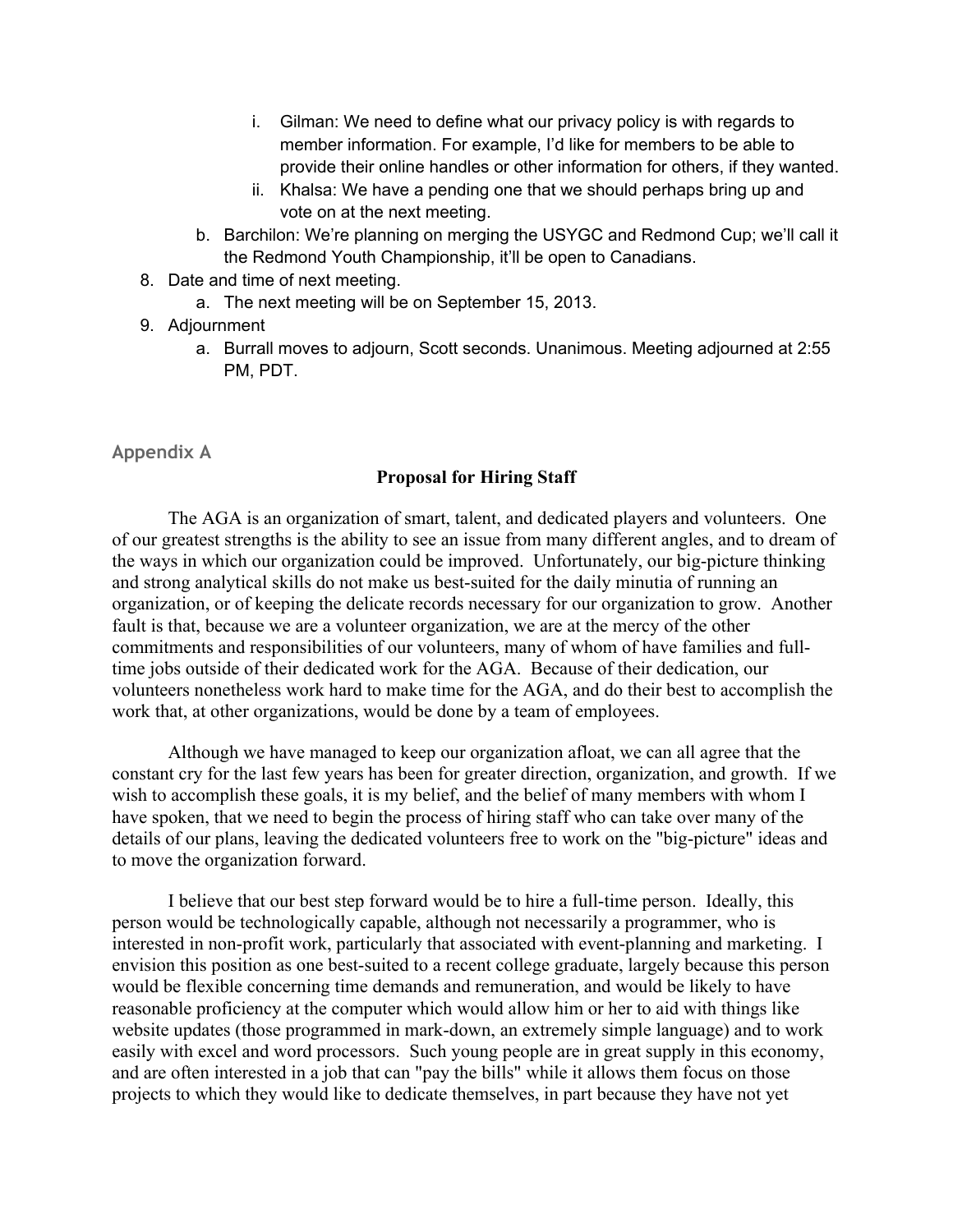- i. Gilman: We need to define what our privacy policy is with regards to member information. For example, I'd like for members to be able to provide their online handles or other information for others, if they wanted.
    - ii. Khalsa: We have a pending one that we should perhaps bring up and vote on at the next meeting.
  - b. Barchilon: We're planning on merging the USYGC and Redmond Cup; we'll call it the Redmond Youth Championship, it'll be open to Canadians.
8. Date and time of next meeting.
    - a. The next meeting will be on September 15, 2013.
9. Adjournment
    - a. Burrall moves to adjourn, Scott seconds. Unanimous. Meeting adjourned at 2:55 PM, PDT.

## Appendix A

### Proposal for Hiring Staff

The AGA is an organization of smart, talent, and dedicated players and volunteers. One of our greatest strengths is the ability to see an issue from many different angles, and to dream of the ways in which our organization could be improved. Unfortunately, our big-picture thinking and strong analytical skills do not make us best-suited for the daily minutia of running an organization, or of keeping the delicate records necessary for our organization to grow. Another fault is that, because we are a volunteer organization, we are at the mercy of the other commitments and responsibilities of our volunteers, many of whom of have families and full-time jobs outside of their dedicated work for the AGA. Because of their dedication, our volunteers nonetheless work hard to make time for the AGA, and do their best to accomplish the work that, at other organizations, would be done by a team of employees.

Although we have managed to keep our organization afloat, we can all agree that the constant cry for the last few years has been for greater direction, organization, and growth. If we wish to accomplish these goals, it is my belief, and the belief of many members with whom I have spoken, that we need to begin the process of hiring staff who can take over many of the details of our plans, leaving the dedicated volunteers free to work on the "big-picture" ideas and to move the organization forward.

I believe that our best step forward would be to hire a full-time person. Ideally, this person would be technologically capable, although not necessarily a programmer, who is interested in non-profit work, particularly that associated with event-planning and marketing. I envision this position as one best-suited to a recent college graduate, largely because this person would be flexible concerning time demands and remuneration, and would be likely to have reasonable proficiency at the computer which would allow him or her to aid with things like website updates (those programmed in mark-down, an extremely simple language) and to work easily with excel and word processors. Such young people are in great supply in this economy, and are often interested in a job that can "pay the bills" while it allows them focus on those projects to which they would like to dedicate themselves, in part because they have not yet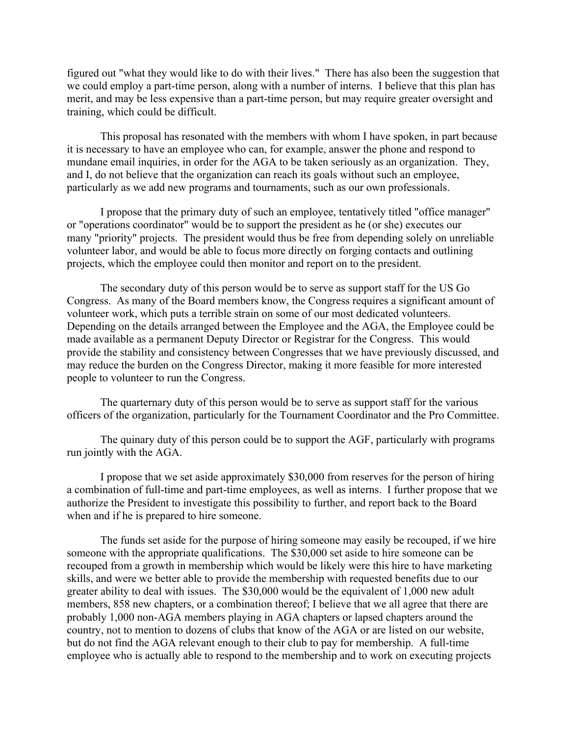figured out "what they would like to do with their lives." There has also been the suggestion that we could employ a part-time person, along with a number of interns. I believe that this plan has merit, and may be less expensive than a part-time person, but may require greater oversight and training, which could be difficult.

This proposal has resonated with the members with whom I have spoken, in part because it is necessary to have an employee who can, for example, answer the phone and respond to mundane email inquiries, in order for the AGA to be taken seriously as an organization. They, and I, do not believe that the organization can reach its goals without such an employee, particularly as we add new programs and tournaments, such as our own professionals.

I propose that the primary duty of such an employee, tentatively titled "office manager" or "operations coordinator" would be to support the president as he (or she) executes our many "priority" projects. The president would thus be free from depending solely on unreliable volunteer labor, and would be able to focus more directly on forging contacts and outlining projects, which the employee could then monitor and report on to the president.

The secondary duty of this person would be to serve as support staff for the US Go Congress. As many of the Board members know, the Congress requires a significant amount of volunteer work, which puts a terrible strain on some of our most dedicated volunteers. Depending on the details arranged between the Employee and the AGA, the Employee could be made available as a permanent Deputy Director or Registrar for the Congress. This would provide the stability and consistency between Congresses that we have previously discussed, and may reduce the burden on the Congress Director, making it more feasible for more interested people to volunteer to run the Congress.

The quarternary duty of this person would be to serve as support staff for the various officers of the organization, particularly for the Tournament Coordinator and the Pro Committee.

The quinary duty of this person could be to support the AGF, particularly with programs run jointly with the AGA.

I propose that we set aside approximately $30,000 from reserves for the person of hiring a combination of full-time and part-time employees, as well as interns. I further propose that we authorize the President to investigate this possibility to further, and report back to the Board when and if he is prepared to hire someone.

The funds set aside for the purpose of hiring someone may easily be recouped, if we hire someone with the appropriate qualifications. The $30,000 set aside to hire someone can be recouped from a growth in membership which would be likely were this hire to have marketing skills, and were we better able to provide the membership with requested benefits due to our greater ability to deal with issues. The $30,000 would be the equivalent of 1,000 new adult members, 858 new chapters, or a combination thereof; I believe that we all agree that there are probably 1,000 non-AGA members playing in AGA chapters or lapsed chapters around the country, not to mention to dozens of clubs that know of the AGA or are listed on our website, but do not find the AGA relevant enough to their club to pay for membership. A full-time employee who is actually able to respond to the membership and to work on executing projects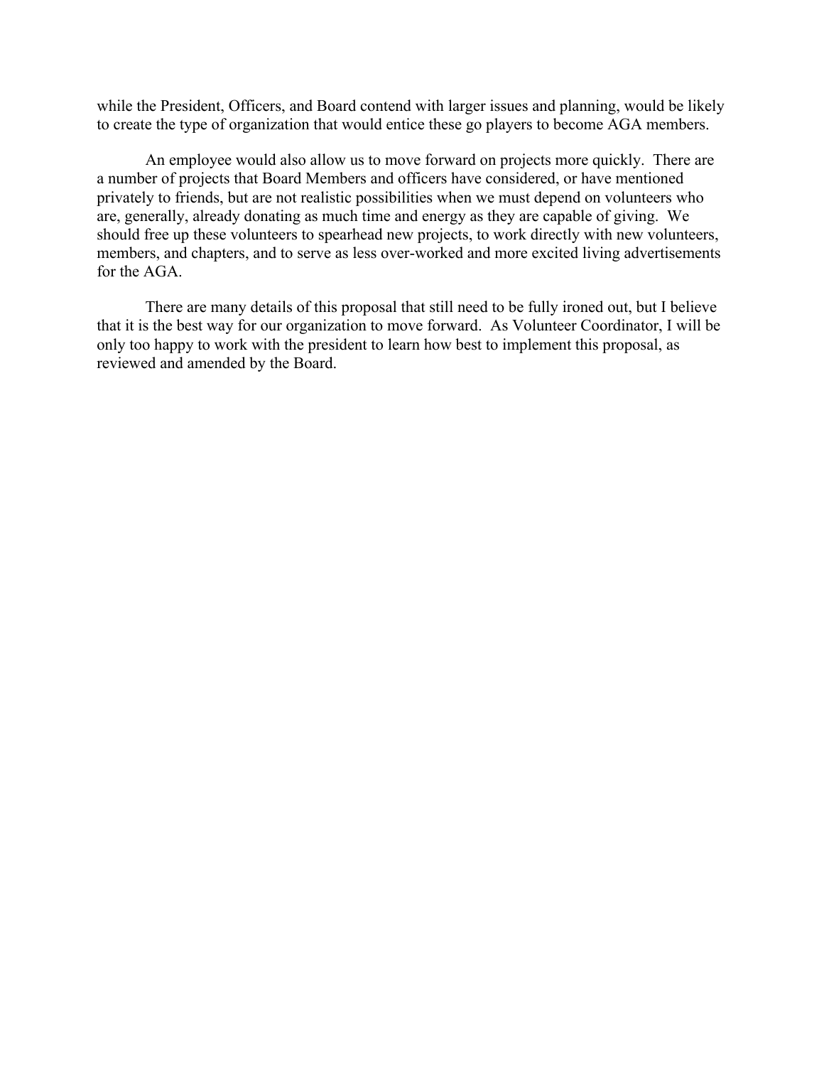while the President, Officers, and Board contend with larger issues and planning, would be likely to create the type of organization that would entice these go players to become AGA members.

An employee would also allow us to move forward on projects more quickly. There are a number of projects that Board Members and officers have considered, or have mentioned privately to friends, but are not realistic possibilities when we must depend on volunteers who are, generally, already donating as much time and energy as they are capable of giving. We should free up these volunteers to spearhead new projects, to work directly with new volunteers, members, and chapters, and to serve as less over-worked and more excited living advertisements for the AGA.

There are many details of this proposal that still need to be fully ironed out, but I believe that it is the best way for our organization to move forward. As Volunteer Coordinator, I will be only too happy to work with the president to learn how best to implement this proposal, as reviewed and amended by the Board.